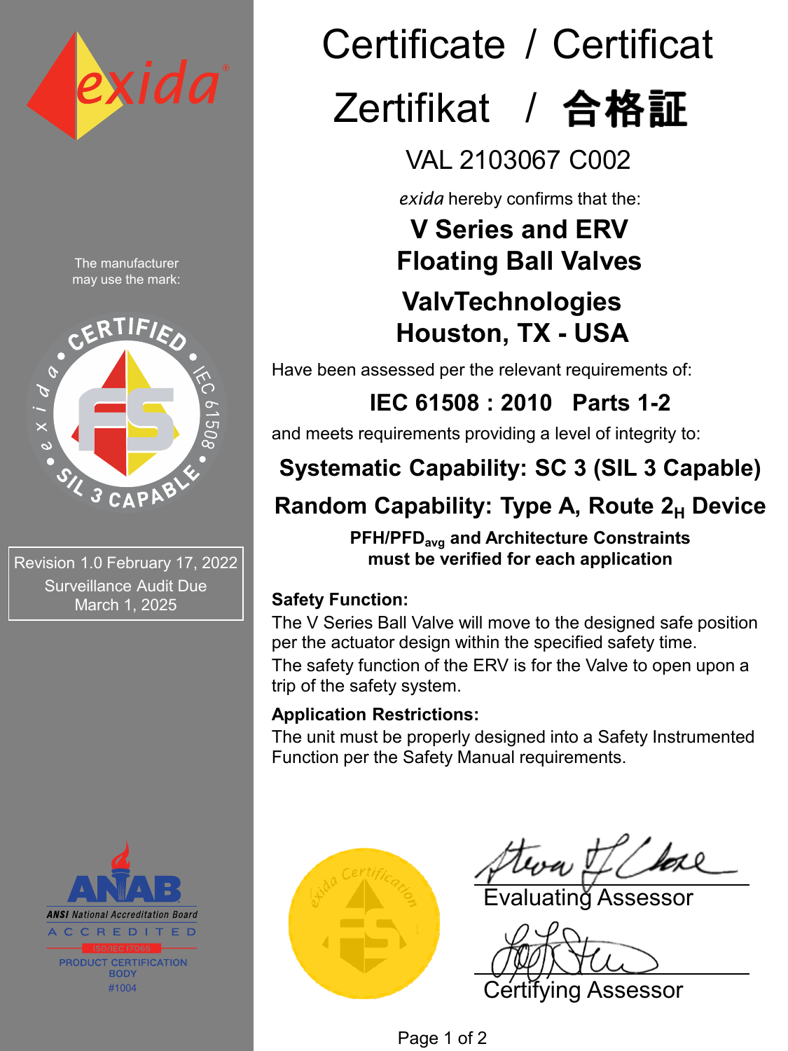# Certificate / Certificat

# Zertifikat / 合格証

## VAL 2103067 C002

*exida* hereby confirms that the:

## V Series and ERV Floating Ball Valves

## ValvTechnologies Houston, TX - USA

Have been assessed per the relevant requirements of:

**IEC 61508 : 2010 Parts 1-2**

and meets requirements providing a level of integrity to:

**Systematic Capability: SC 3 (SIL 3 Capable)**

**Random Capability: Type A, Route $2_H$ Device**

**PFH/$PFD_{avg}$ and Architecture Constraints must be verified for each application**

**Safety Function:**

The V Series Ball Valve will move to the designed safe position per the actuator design within the specified safety time.

The safety function of the ERV is for the Valve to open upon a trip of the safety system.

**Application Restrictions:**

The unit must be properly designed into a Safety Instrumented Function per the Safety Manual requirements.

The manufacturer may use the mark:

Revision 1.0 February 17, 2022
Surveillance Audit Due March 1, 2025

ANSI National Accreditation Board
ACCREDITED
ISO/IEC 17065
PRODUCT CERTIFICATION BODY
#1004

Evaluating Assessor

Certifying Assessor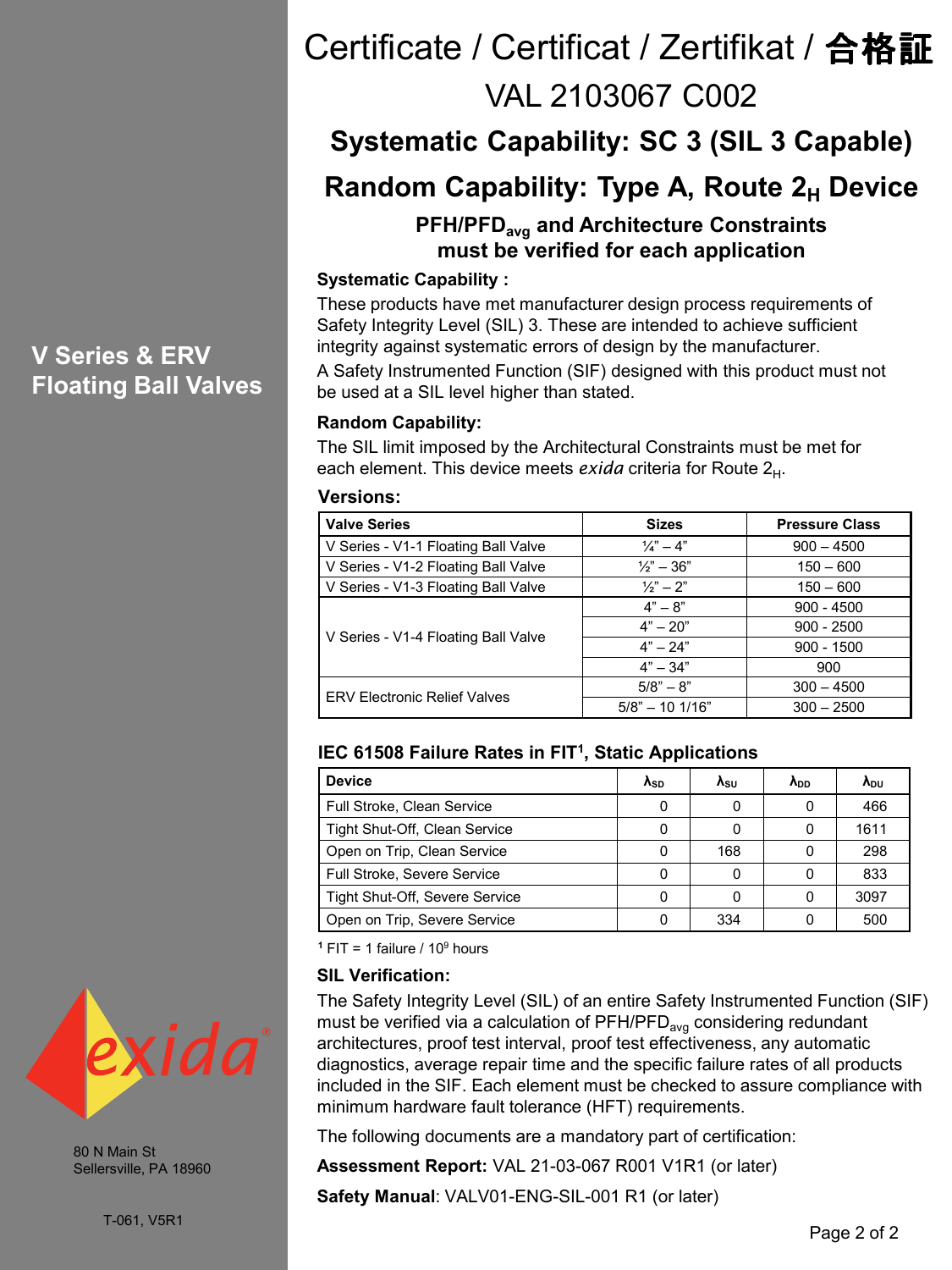# Certificate / Certificat / Zertifikat / 合格証

## VAL 2103067 C002

## Systematic Capability: SC 3 (SIL 3 Capable)

## Random Capability: Type A, Route $2_H$ Device

### $PFH/PFD_{avg}$ and Architecture Constraints must be verified for each application

**V Series & ERV Floating Ball Valves**

**Systematic Capability :**

These products have met manufacturer design process requirements of Safety Integrity Level (SIL) 3. These are intended to achieve sufficient integrity against systematic errors of design by the manufacturer.

A Safety Instrumented Function (SIF) designed with this product must not be used at a SIL level higher than stated.

**Random Capability:**

The SIL limit imposed by the Architectural Constraints must be met for each element. This device meets *exida* criteria for Route $2_H$.

**Versions:**

| Valve Series | Sizes | Pressure Class |
|---|---|---|
| V Series - V1-1 Floating Ball Valve | ¼" – 4" | 900 – 4500 |
| V Series - V1-2 Floating Ball Valve | ½" – 36" | 150 – 600 |
| V Series - V1-3 Floating Ball Valve | ½" – 2" | 150 – 600 |
| V Series - V1-4 Floating Ball Valve | 4" – 8" | 900 - 4500 |
| | 4" – 20" | 900 - 2500 |
| | 4" – 24" | 900 - 1500 |
| | 4" – 34" | 900 |
| ERV Electronic Relief Valves | 5/8" – 8" | 300 – 4500 |
| | 5/8" – 10 1/16" | 300 – 2500 |

**IEC 61508 Failure Rates in FIT[1], Static Applications**

| Device | $\lambda_{SD}$ | $\lambda_{SU}$ | $\lambda_{DD}$ | $\lambda_{DU}$ |
|---|---|---|---|---|
| Full Stroke, Clean Service | 0 | 0 | 0 | 466 |
| Tight Shut-Off, Clean Service | 0 | 0 | 0 | 1611 |
| Open on Trip, Clean Service | 0 | 168 | 0 | 298 |
| Full Stroke, Severe Service | 0 | 0 | 0 | 833 |
| Tight Shut-Off, Severe Service | 0 | 0 | 0 | 3097 |
| Open on Trip, Severe Service | 0 | 334 | 0 | 500 |

[1] FIT = 1 failure / $10^9$ hours

**SIL Verification:**

The Safety Integrity Level (SIL) of an entire Safety Instrumented Function (SIF) must be verified via a calculation of $PFH/PFD_{avg}$ considering redundant architectures, proof test interval, proof test effectiveness, any automatic diagnostics, average repair time and the specific failure rates of all products included in the SIF. Each element must be checked to assure compliance with minimum hardware fault tolerance (HFT) requirements.

The following documents are a mandatory part of certification:

**Assessment Report:** VAL 21-03-067 R001 V1R1 (or later)

**Safety Manual**: VALV01-ENG-SIL-001 R1 (or later)

exida

80 N Main St
Sellersville, PA 18960

T-061, V5R1